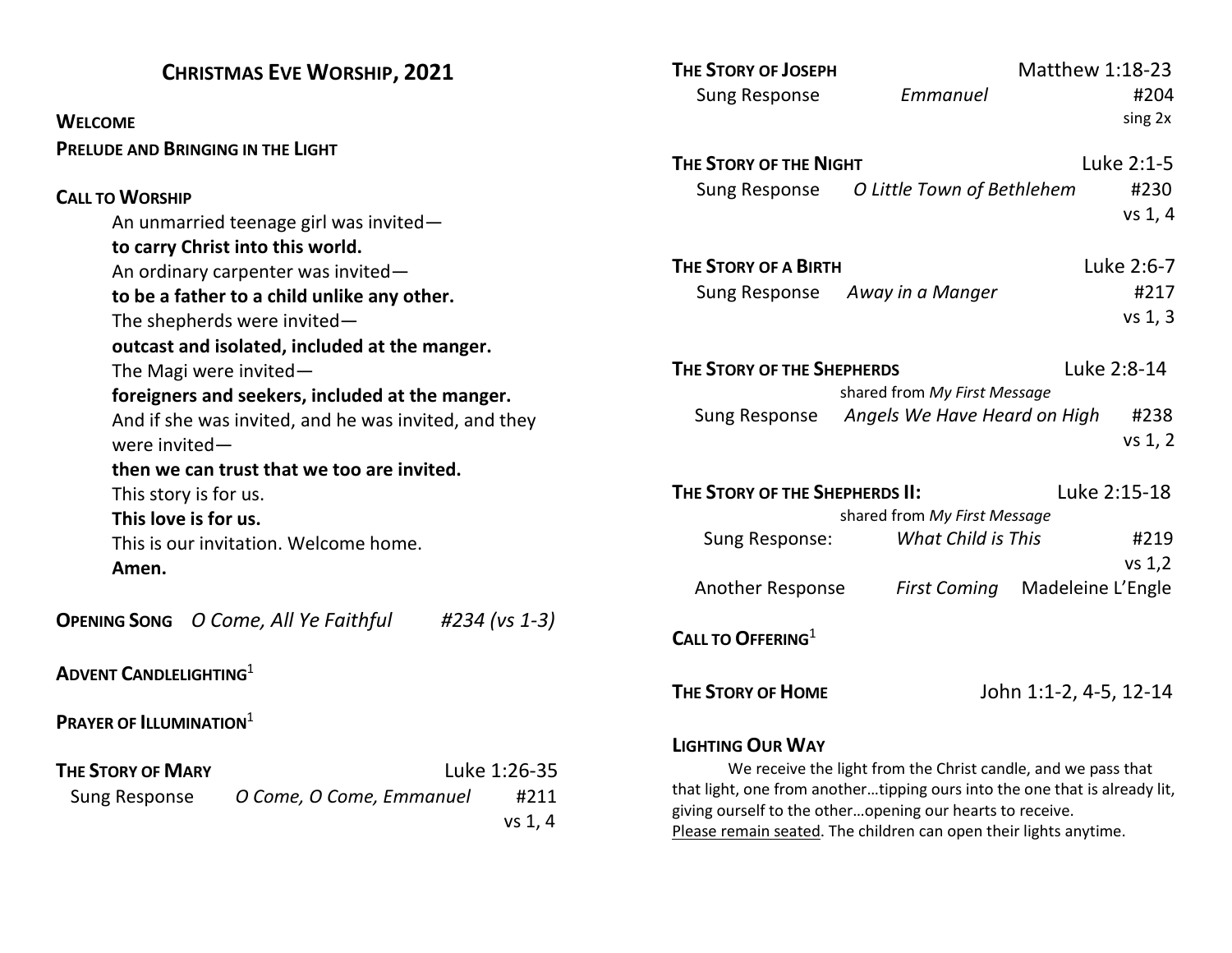# Christmas Eve Worship, 2021

**Welcome**

**Prelude and Bringing in the Light**

**Call to Worship**

An unmarried teenage girl was invited—
**to carry Christ into this world.**
An ordinary carpenter was invited—
**to be a father to a child unlike any other.**
The shepherds were invited—
**outcast and isolated, included at the manger.**
The Magi were invited—
**foreigners and seekers, included at the manger.**
And if she was invited, and he was invited, and they were invited—
**then we can trust that we too are invited.**
This story is for us.
**This love is for us.**
This is our invitation. Welcome home.
**Amen.**

**Opening Song** *O Come, All Ye Faithful* *#234 (vs 1-3)*

**Advent Candlelighting**[1]

**Prayer of Illumination**[1]

**The Story of Mary** Luke 1:26-35
Sung Response *O Come, O Come, Emmanuel* #211 vs 1, 4

**The Story of Joseph** Matthew 1:18-23
Sung Response *Emmanuel* #204 sing 2x

**The Story of the Night** Luke 2:1-5
Sung Response *O Little Town of Bethlehem* #230 vs 1, 4

**The Story of a Birth** Luke 2:6-7
Sung Response *Away in a Manger* #217 vs 1, 3

**The Story of the Shepherds** Luke 2:8-14
shared from *My First Message*
Sung Response *Angels We Have Heard on High* #238 vs 1, 2

**The Story of the Shepherds II:** Luke 2:15-18
shared from *My First Message*
Sung Response: *What Child is This* #219 vs 1,2
Another Response *First Coming* Madeleine L'Engle

**Call to Offering**[1]

**The Story of Home** John 1:1-2, 4-5, 12-14

**Lighting Our Way**

We receive the light from the Christ candle, and we pass that that light, one from another…tipping ours into the one that is already lit, giving ourself to the other…opening our hearts to receive.
Please remain seated. The children can open their lights anytime.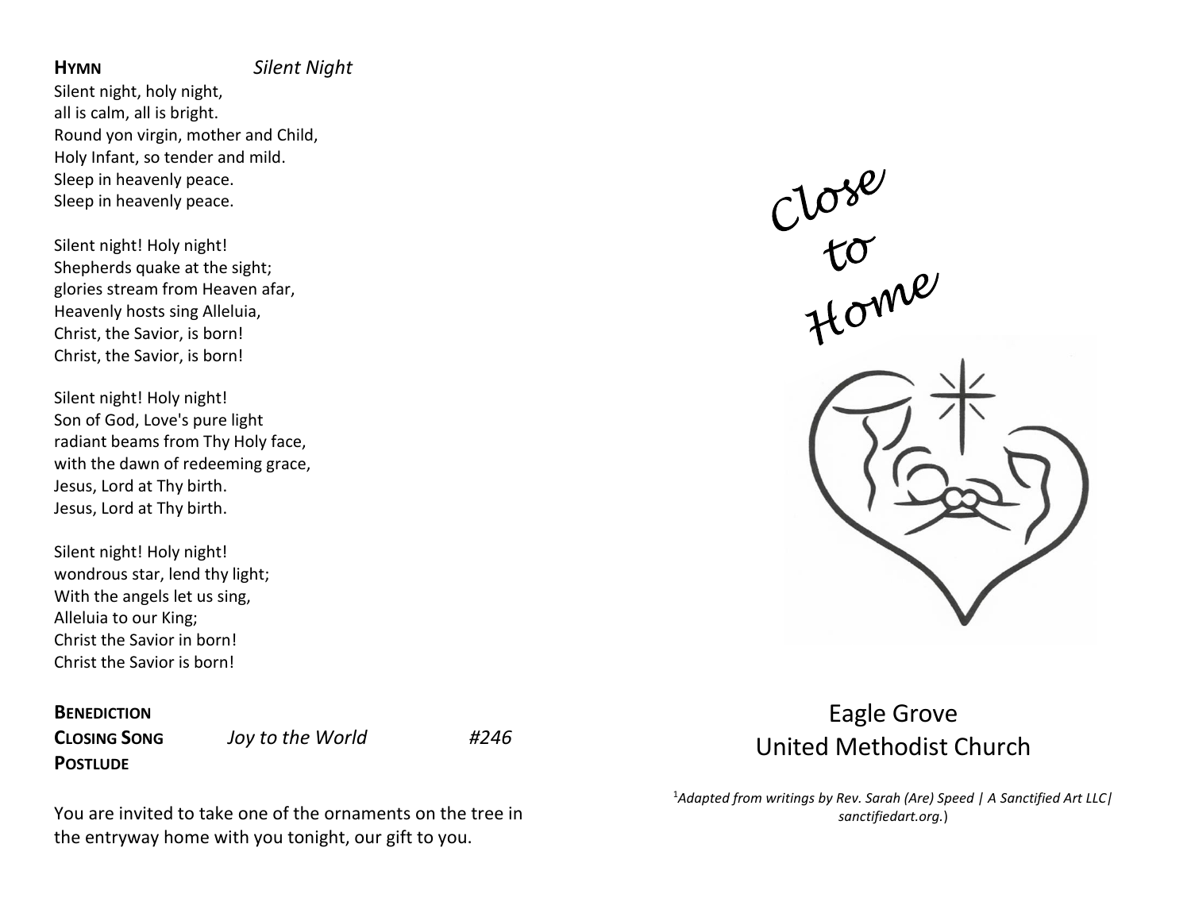**HYMN** *Silent Night*

Silent night, holy night,
all is calm, all is bright.
Round yon virgin, mother and Child,
Holy Infant, so tender and mild.
Sleep in heavenly peace.
Sleep in heavenly peace.

Silent night! Holy night!
Shepherds quake at the sight;
glories stream from Heaven afar,
Heavenly hosts sing Alleluia,
Christ, the Savior, is born!
Christ, the Savior, is born!

Silent night! Holy night!
Son of God, Love's pure light
radiant beams from Thy Holy face,
with the dawn of redeeming grace,
Jesus, Lord at Thy birth.
Jesus, Lord at Thy birth.

Silent night! Holy night!
wondrous star, lend thy light;
With the angels let us sing,
Alleluia to our King;
Christ the Savior in born!
Christ the Savior is born!

**BENEDICTION**
**CLOSING SONG** *Joy to the World* *#246*
**POSTLUDE**

You are invited to take one of the ornaments on the tree in the entryway home with you tonight, our gift to you.

# Close to Home

Eagle Grove
United Methodist Church

[1]*Adapted from writings by Rev. Sarah (Are) Speed | A Sanctified Art LLC| sanctifiedart.org.*)